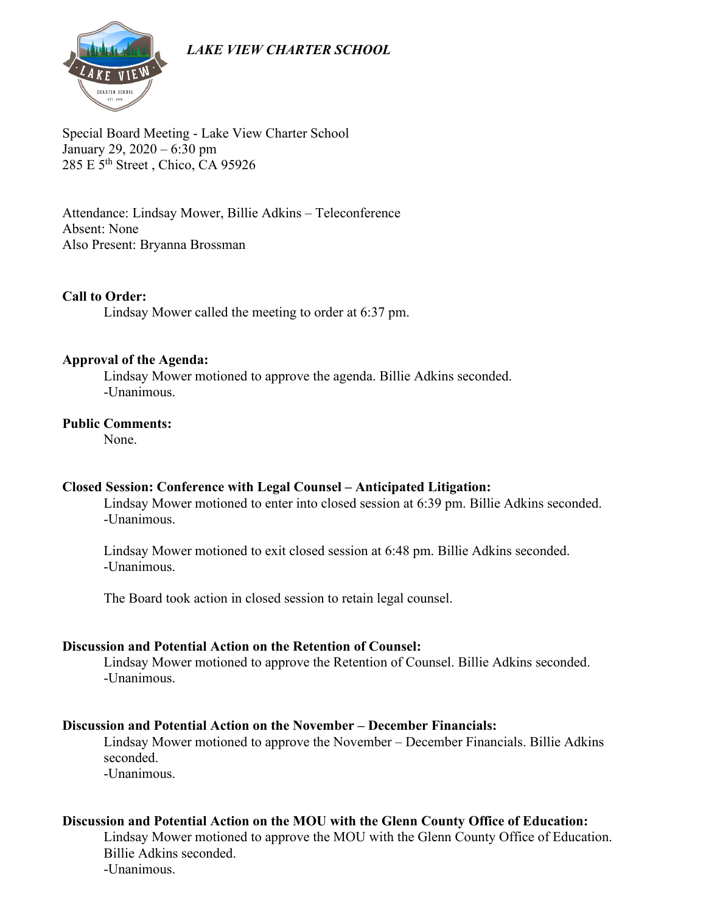*LAKE VIEW CHARTER SCHOOL*

Special Board Meeting - Lake View Charter School
January 29, 2020 – 6:30 pm
285 E 5th Street , Chico, CA 95926

Attendance: Lindsay Mower, Billie Adkins – Teleconference
Absent: None
Also Present: Bryanna Brossman

**Call to Order:**

Lindsay Mower called the meeting to order at 6:37 pm.

**Approval of the Agenda:**

Lindsay Mower motioned to approve the agenda. Billie Adkins seconded.
-Unanimous.

**Public Comments:**

None.

**Closed Session: Conference with Legal Counsel – Anticipated Litigation:**

Lindsay Mower motioned to enter into closed session at 6:39 pm. Billie Adkins seconded.
-Unanimous.

Lindsay Mower motioned to exit closed session at 6:48 pm. Billie Adkins seconded.
-Unanimous.

The Board took action in closed session to retain legal counsel.

**Discussion and Potential Action on the Retention of Counsel:**

Lindsay Mower motioned to approve the Retention of Counsel. Billie Adkins seconded.
-Unanimous.

**Discussion and Potential Action on the November – December Financials:**

Lindsay Mower motioned to approve the November – December Financials. Billie Adkins seconded.
-Unanimous.

**Discussion and Potential Action on the MOU with the Glenn County Office of Education:**

Lindsay Mower motioned to approve the MOU with the Glenn County Office of Education. Billie Adkins seconded.
-Unanimous.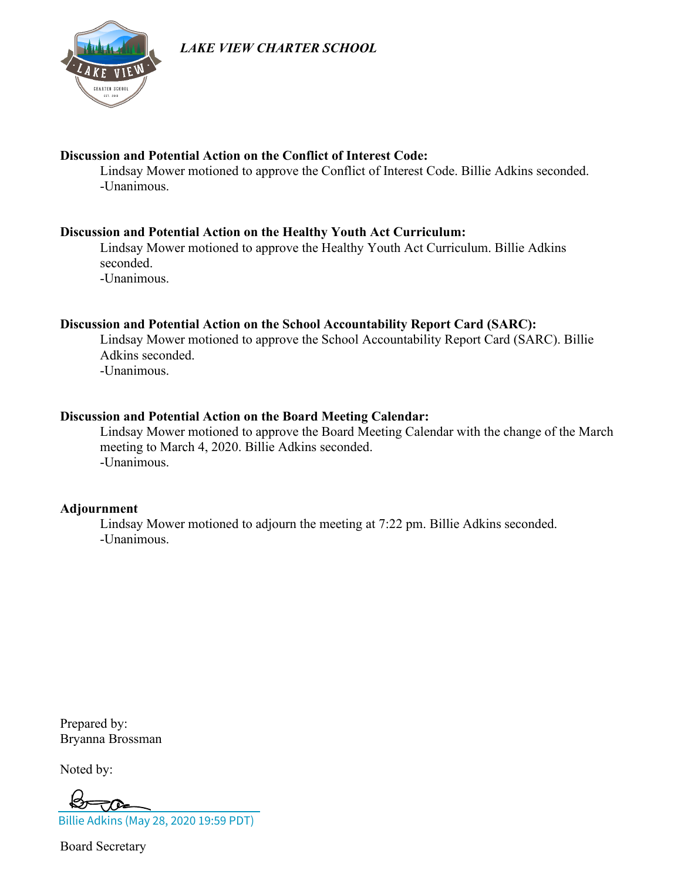*LAKE VIEW CHARTER SCHOOL*

**Discussion and Potential Action on the Conflict of Interest Code:**

Lindsay Mower motioned to approve the Conflict of Interest Code. Billie Adkins seconded.
-Unanimous.

**Discussion and Potential Action on the Healthy Youth Act Curriculum:**

Lindsay Mower motioned to approve the Healthy Youth Act Curriculum. Billie Adkins seconded.
-Unanimous.

**Discussion and Potential Action on the School Accountability Report Card (SARC):**

Lindsay Mower motioned to approve the School Accountability Report Card (SARC). Billie Adkins seconded.
-Unanimous.

**Discussion and Potential Action on the Board Meeting Calendar:**

Lindsay Mower motioned to approve the Board Meeting Calendar with the change of the March meeting to March 4, 2020. Billie Adkins seconded.
-Unanimous.

**Adjournment**

Lindsay Mower motioned to adjourn the meeting at 7:22 pm. Billie Adkins seconded.
-Unanimous.

Prepared by:
Bryanna Brossman

Noted by:

Billie Adkins (May 28, 2020 19:59 PDT)

Board Secretary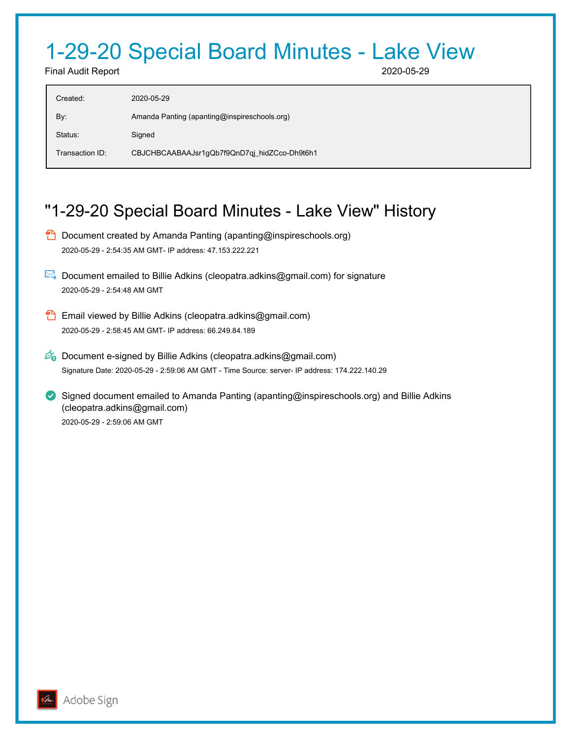# 1-29-20 Special Board Minutes - Lake View

Final Audit Report 2020-05-29

| | |
|---|---|
| Created: | 2020-05-29 |
| By: | Amanda Panting (apanting@inspireschools.org) |
| Status: | Signed |
| Transaction ID: | CBJCHBCAABAAJsr1gQb7f9QnD7qj_hidZCco-Dh9t6h1 |

## "1-29-20 Special Board Minutes - Lake View" History

- Document created by Amanda Panting (apanting@inspireschools.org)
  2020-05-29 - 2:54:35 AM GMT- IP address: 47.153.222.221

- Document emailed to Billie Adkins (cleopatra.adkins@gmail.com) for signature
  2020-05-29 - 2:54:48 AM GMT

- Email viewed by Billie Adkins (cleopatra.adkins@gmail.com)
  2020-05-29 - 2:58:45 AM GMT- IP address: 66.249.84.189

- Document e-signed by Billie Adkins (cleopatra.adkins@gmail.com)
  Signature Date: 2020-05-29 - 2:59:06 AM GMT - Time Source: server- IP address: 174.222.140.29

- Signed document emailed to Amanda Panting (apanting@inspireschools.org) and Billie Adkins (cleopatra.adkins@gmail.com)
  2020-05-29 - 2:59:06 AM GMT

Adobe Sign